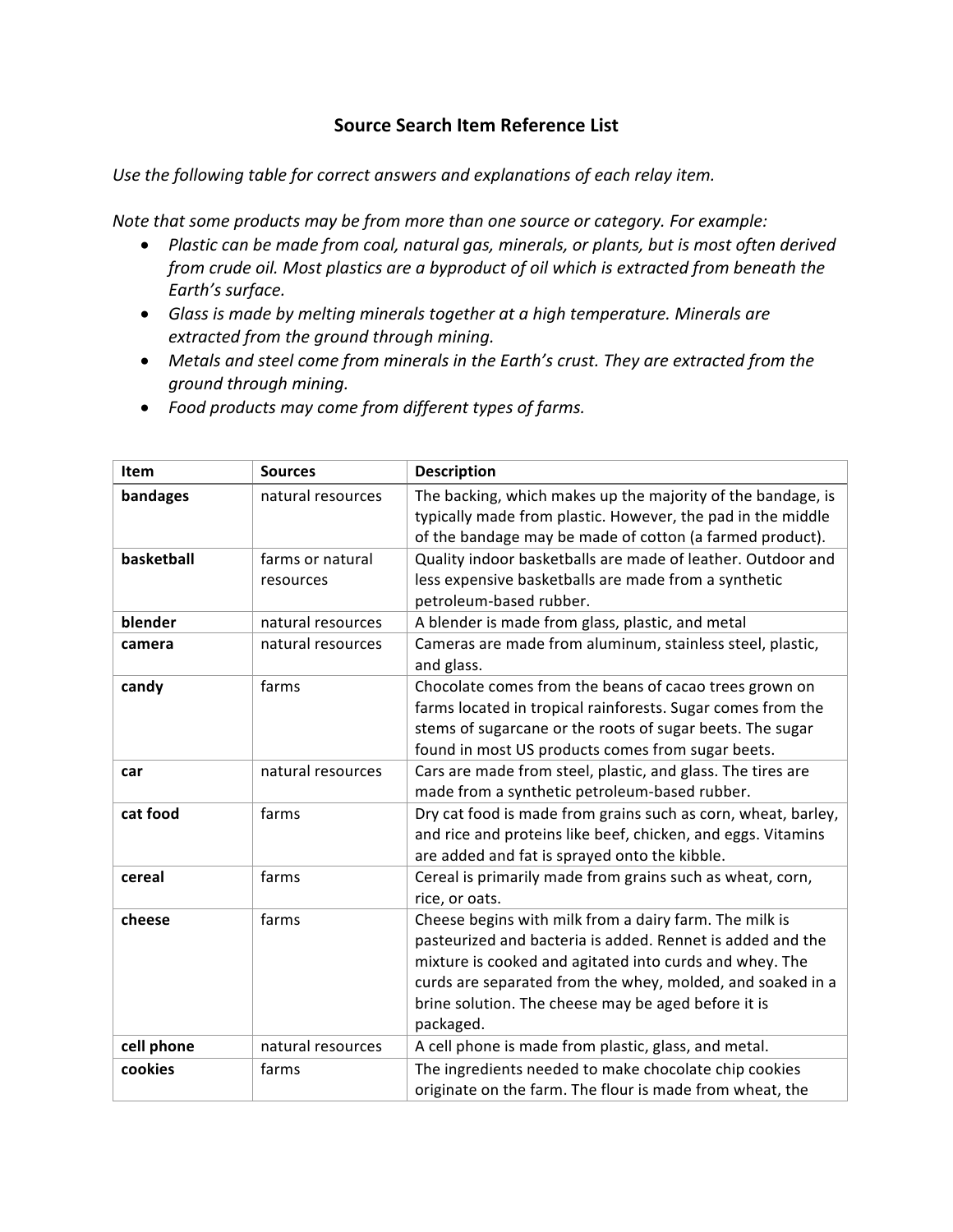# Source Search Item Reference List

*Use the following table for correct answers and explanations of each relay item.*

*Note that some products may be from more than one source or category. For example:*

- *Plastic can be made from coal, natural gas, minerals, or plants, but is most often derived from crude oil. Most plastics are a byproduct of oil which is extracted from beneath the Earth's surface.*
- *Glass is made by melting minerals together at a high temperature. Minerals are extracted from the ground through mining.*
- *Metals and steel come from minerals in the Earth's crust. They are extracted from the ground through mining.*
- *Food products may come from different types of farms.*

| Item | Sources | Description |
|---|---|---|
| **bandages** | natural resources | The backing, which makes up the majority of the bandage, is typically made from plastic. However, the pad in the middle of the bandage may be made of cotton (a farmed product). |
| **basketball** | farms or natural resources | Quality indoor basketballs are made of leather. Outdoor and less expensive basketballs are made from a synthetic petroleum-based rubber. |
| **blender** | natural resources | A blender is made from glass, plastic, and metal |
| **camera** | natural resources | Cameras are made from aluminum, stainless steel, plastic, and glass. |
| **candy** | farms | Chocolate comes from the beans of cacao trees grown on farms located in tropical rainforests. Sugar comes from the stems of sugarcane or the roots of sugar beets. The sugar found in most US products comes from sugar beets. |
| **car** | natural resources | Cars are made from steel, plastic, and glass. The tires are made from a synthetic petroleum-based rubber. |
| **cat food** | farms | Dry cat food is made from grains such as corn, wheat, barley, and rice and proteins like beef, chicken, and eggs. Vitamins are added and fat is sprayed onto the kibble. |
| **cereal** | farms | Cereal is primarily made from grains such as wheat, corn, rice, or oats. |
| **cheese** | farms | Cheese begins with milk from a dairy farm. The milk is pasteurized and bacteria is added. Rennet is added and the mixture is cooked and agitated into curds and whey. The curds are separated from the whey, molded, and soaked in a brine solution. The cheese may be aged before it is packaged. |
| **cell phone** | natural resources | A cell phone is made from plastic, glass, and metal. |
| **cookies** | farms | The ingredients needed to make chocolate chip cookies originate on the farm. The flour is made from wheat, the |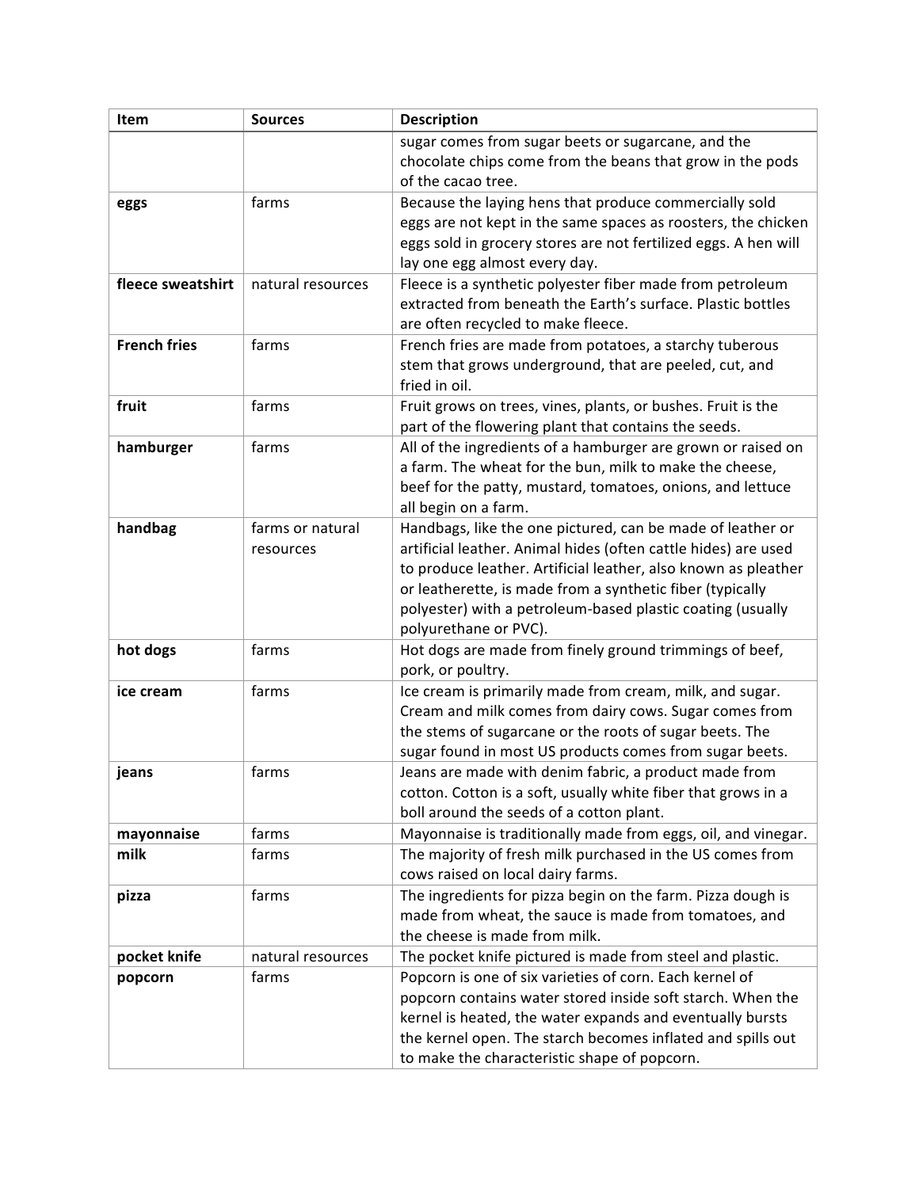| Item | Sources | Description |
|---|---|---|
| | | sugar comes from sugar beets or sugarcane, and the chocolate chips come from the beans that grow in the pods of the cacao tree. |
| **eggs** | farms | Because the laying hens that produce commercially sold eggs are not kept in the same spaces as roosters, the chicken eggs sold in grocery stores are not fertilized eggs. A hen will lay one egg almost every day. |
| **fleece sweatshirt** | natural resources | Fleece is a synthetic polyester fiber made from petroleum extracted from beneath the Earth's surface. Plastic bottles are often recycled to make fleece. |
| **French fries** | farms | French fries are made from potatoes, a starchy tuberous stem that grows underground, that are peeled, cut, and fried in oil. |
| **fruit** | farms | Fruit grows on trees, vines, plants, or bushes. Fruit is the part of the flowering plant that contains the seeds. |
| **hamburger** | farms | All of the ingredients of a hamburger are grown or raised on a farm. The wheat for the bun, milk to make the cheese, beef for the patty, mustard, tomatoes, onions, and lettuce all begin on a farm. |
| **handbag** | farms or natural resources | Handbags, like the one pictured, can be made of leather or artificial leather. Animal hides (often cattle hides) are used to produce leather. Artificial leather, also known as pleather or leatherette, is made from a synthetic fiber (typically polyester) with a petroleum-based plastic coating (usually polyurethane or PVC). |
| **hot dogs** | farms | Hot dogs are made from finely ground trimmings of beef, pork, or poultry. |
| **ice cream** | farms | Ice cream is primarily made from cream, milk, and sugar. Cream and milk comes from dairy cows. Sugar comes from the stems of sugarcane or the roots of sugar beets. The sugar found in most US products comes from sugar beets. |
| **jeans** | farms | Jeans are made with denim fabric, a product made from cotton. Cotton is a soft, usually white fiber that grows in a boll around the seeds of a cotton plant. |
| **mayonnaise** | farms | Mayonnaise is traditionally made from eggs, oil, and vinegar. |
| **milk** | farms | The majority of fresh milk purchased in the US comes from cows raised on local dairy farms. |
| **pizza** | farms | The ingredients for pizza begin on the farm. Pizza dough is made from wheat, the sauce is made from tomatoes, and the cheese is made from milk. |
| **pocket knife** | natural resources | The pocket knife pictured is made from steel and plastic. |
| **popcorn** | farms | Popcorn is one of six varieties of corn. Each kernel of popcorn contains water stored inside soft starch. When the kernel is heated, the water expands and eventually bursts the kernel open. The starch becomes inflated and spills out to make the characteristic shape of popcorn. |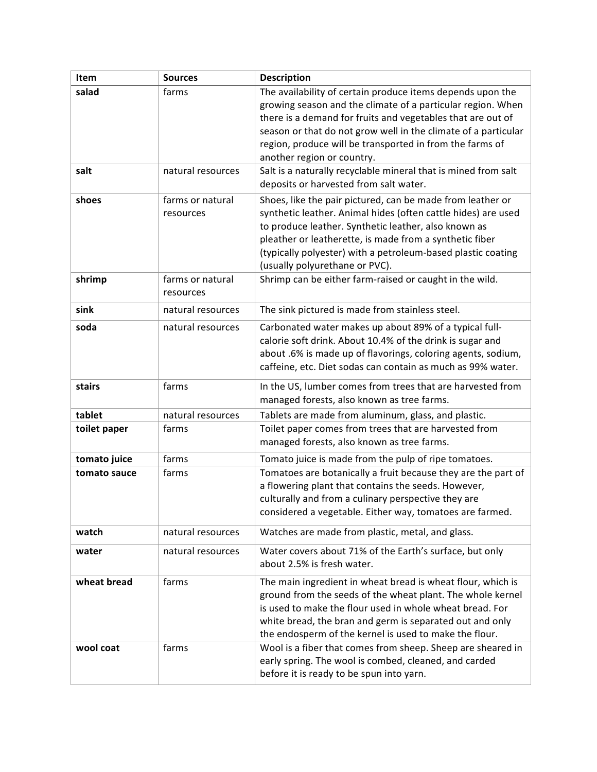| Item | Sources | Description |
|---|---|---|
| **salad** | farms | The availability of certain produce items depends upon the growing season and the climate of a particular region. When there is a demand for fruits and vegetables that are out of season or that do not grow well in the climate of a particular region, produce will be transported in from the farms of another region or country. |
| **salt** | natural resources | Salt is a naturally recyclable mineral that is mined from salt deposits or harvested from salt water. |
| **shoes** | farms or natural resources | Shoes, like the pair pictured, can be made from leather or synthetic leather. Animal hides (often cattle hides) are used to produce leather. Synthetic leather, also known as pleather or leatherette, is made from a synthetic fiber (typically polyester) with a petroleum-based plastic coating (usually polyurethane or PVC). |
| **shrimp** | farms or natural resources | Shrimp can be either farm-raised or caught in the wild. |
| **sink** | natural resources | The sink pictured is made from stainless steel. |
| **soda** | natural resources | Carbonated water makes up about 89% of a typical full-calorie soft drink. About 10.4% of the drink is sugar and about .6% is made up of flavorings, coloring agents, sodium, caffeine, etc. Diet sodas can contain as much as 99% water. |
| **stairs** | farms | In the US, lumber comes from trees that are harvested from managed forests, also known as tree farms. |
| **tablet** | natural resources | Tablets are made from aluminum, glass, and plastic. |
| **toilet paper** | farms | Toilet paper comes from trees that are harvested from managed forests, also known as tree farms. |
| **tomato juice** | farms | Tomato juice is made from the pulp of ripe tomatoes. |
| **tomato sauce** | farms | Tomatoes are botanically a fruit because they are the part of a flowering plant that contains the seeds. However, culturally and from a culinary perspective they are considered a vegetable. Either way, tomatoes are farmed. |
| **watch** | natural resources | Watches are made from plastic, metal, and glass. |
| **water** | natural resources | Water covers about 71% of the Earth's surface, but only about 2.5% is fresh water. |
| **wheat bread** | farms | The main ingredient in wheat bread is wheat flour, which is ground from the seeds of the wheat plant. The whole kernel is used to make the flour used in whole wheat bread. For white bread, the bran and germ is separated out and only the endosperm of the kernel is used to make the flour. |
| **wool coat** | farms | Wool is a fiber that comes from sheep. Sheep are sheared in early spring. The wool is combed, cleaned, and carded before it is ready to be spun into yarn. |